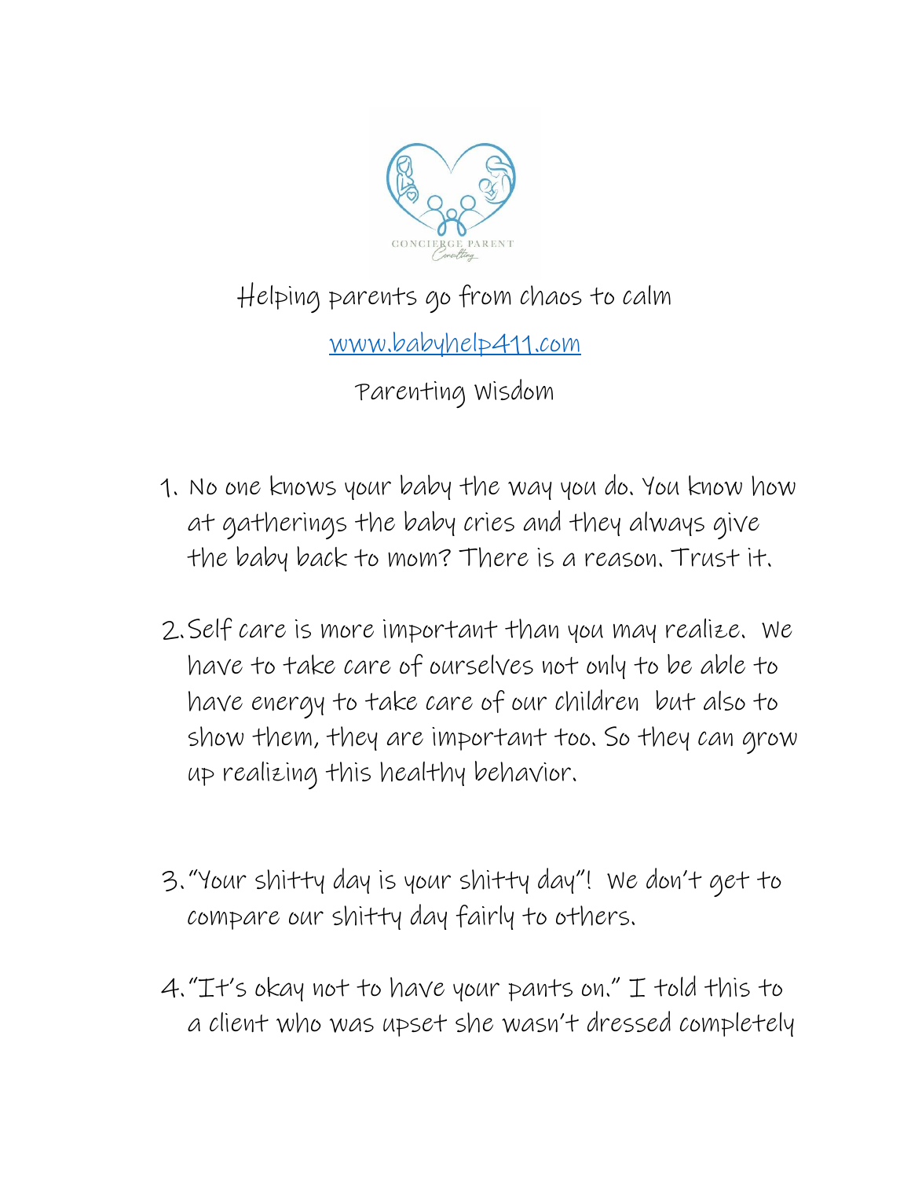CONCIERGE PARENT Consulting

Helping parents go from chaos to calm

www.babyhelp411.com

Parenting Wisdom

1. No one knows your baby the way you do. You know how at gatherings the baby cries and they always give the baby back to mom? There is a reason. Trust it.

2. Self care is more important than you may realize. We have to take care of ourselves not only to be able to have energy to take care of our children but also to show them, they are important too. So they can grow up realizing this healthy behavior.

3. "Your shitty day is your shitty day"! We don't get to compare our shitty day fairly to others.

4. "It's okay not to have your pants on." I told this to a client who was upset she wasn't dressed completely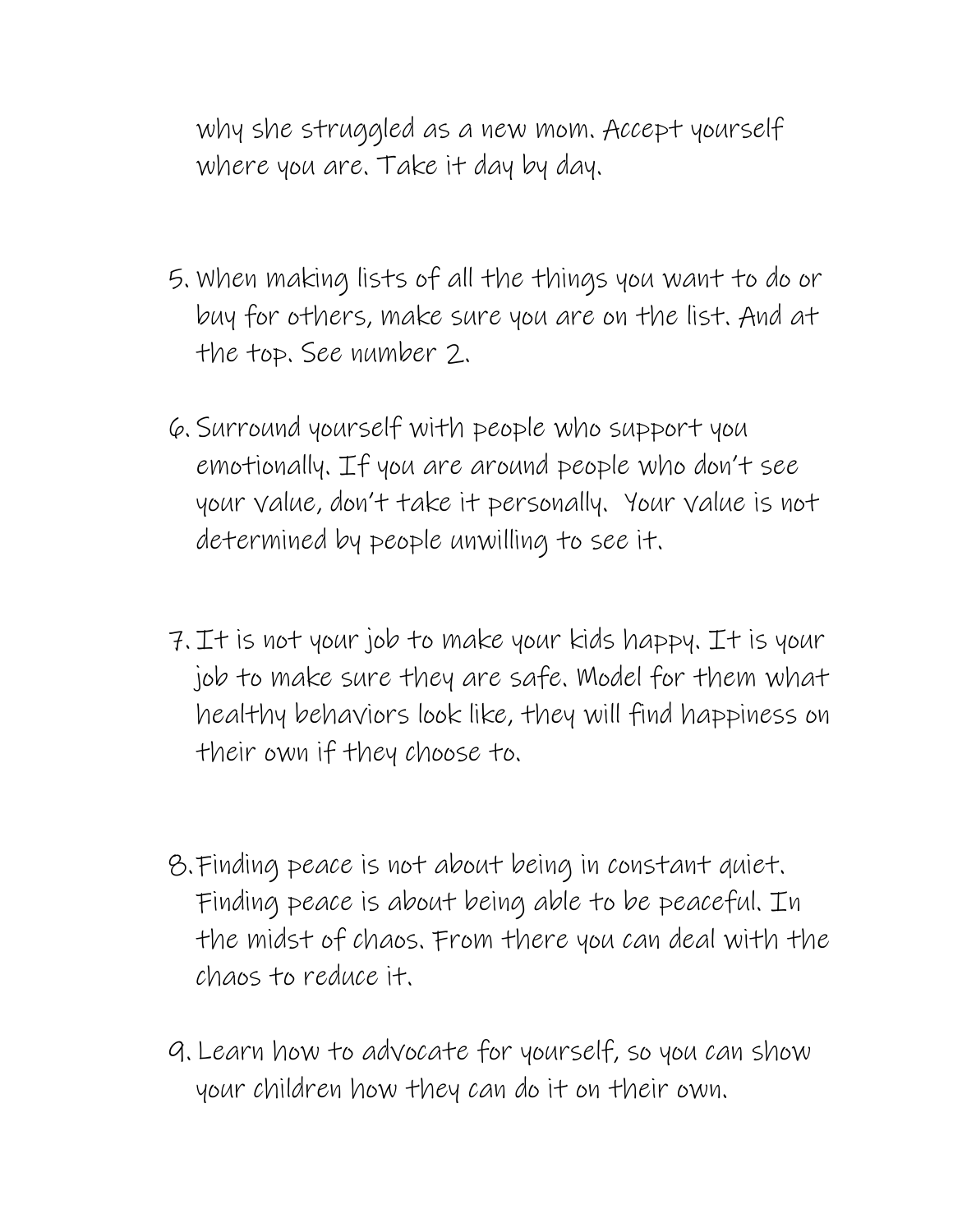why she struggled as a new mom. Accept yourself where you are. Take it day by day.

5. When making lists of all the things you want to do or buy for others, make sure you are on the list. And at the top. See number 2.

6. Surround yourself with people who support you emotionally. If you are around people who don't see your value, don't take it personally. Your value is not determined by people unwilling to see it.

7. It is not your job to make your kids happy. It is your job to make sure they are safe. Model for them what healthy behaviors look like, they will find happiness on their own if they choose to.

8. Finding peace is not about being in constant quiet. Finding peace is about being able to be peaceful. In the midst of chaos. From there you can deal with the chaos to reduce it.

9. Learn how to advocate for yourself, so you can show your children how they can do it on their own.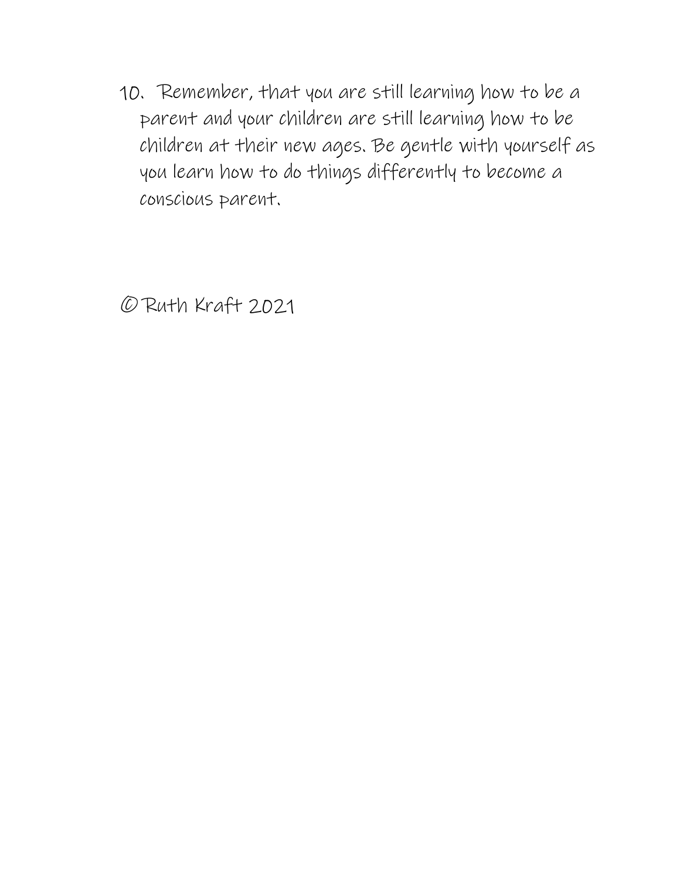10. Remember, that you are still learning how to be a parent and your children are still learning how to be children at their new ages. Be gentle with yourself as you learn how to do things differently to become a conscious parent.

© Ruth Kraft 2021